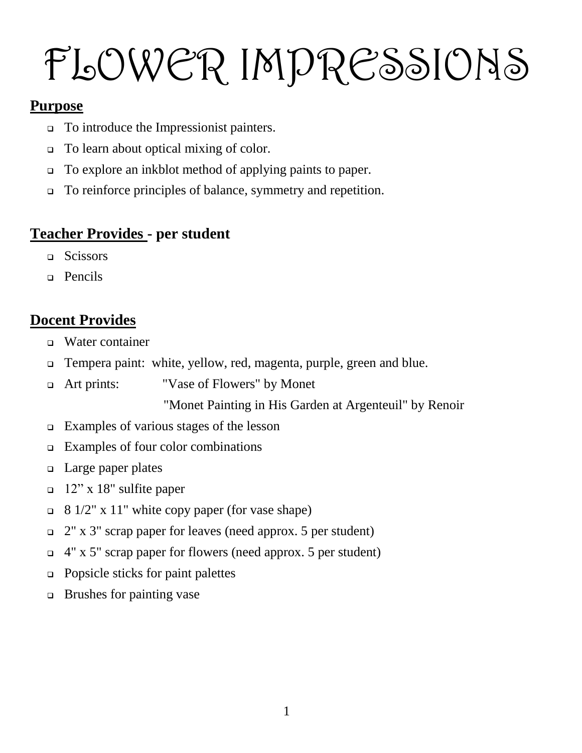# FLOWER IMPRESSIONS

## Purpose

- To introduce the Impressionist painters.
- To learn about optical mixing of color.
- To explore an inkblot method of applying paints to paper.
- To reinforce principles of balance, symmetry and repetition.

## Teacher Provides - per student

- Scissors
- Pencils

## Docent Provides

- Water container
- Tempera paint: white, yellow, red, magenta, purple, green and blue.
- Art prints: "Vase of Flowers" by Monet
  "Monet Painting in His Garden at Argenteuil" by Renoir
- Examples of various stages of the lesson
- Examples of four color combinations
- Large paper plates
- 12" x 18" sulfite paper
- 8 1/2" x 11" white copy paper (for vase shape)
- 2" x 3" scrap paper for leaves (need approx. 5 per student)
- 4" x 5" scrap paper for flowers (need approx. 5 per student)
- Popsicle sticks for paint palettes
- Brushes for painting vase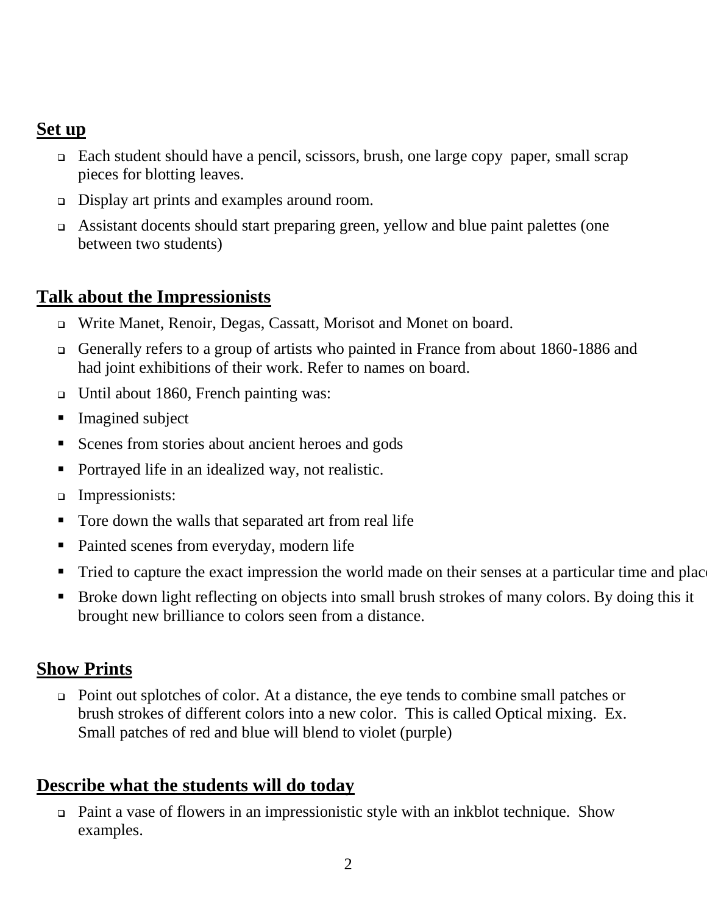## Set up

- Each student should have a pencil, scissors, brush, one large copy paper, small scrap pieces for blotting leaves.
- Display art prints and examples around room.
- Assistant docents should start preparing green, yellow and blue paint palettes (one between two students)

## Talk about the Impressionists

- Write Manet, Renoir, Degas, Cassatt, Morisot and Monet on board.
- Generally refers to a group of artists who painted in France from about 1860-1886 and had joint exhibitions of their work. Refer to names on board.
- Until about 1860, French painting was:
- Imagined subject
- Scenes from stories about ancient heroes and gods
- Portrayed life in an idealized way, not realistic.
- Impressionists:
- Tore down the walls that separated art from real life
- Painted scenes from everyday, modern life
- Tried to capture the exact impression the world made on their senses at a particular time and place
- Broke down light reflecting on objects into small brush strokes of many colors. By doing this it brought new brilliance to colors seen from a distance.

## Show Prints

- Point out splotches of color. At a distance, the eye tends to combine small patches or brush strokes of different colors into a new color. This is called Optical mixing. Ex. Small patches of red and blue will blend to violet (purple)

## Describe what the students will do today

- Paint a vase of flowers in an impressionistic style with an inkblot technique. Show examples.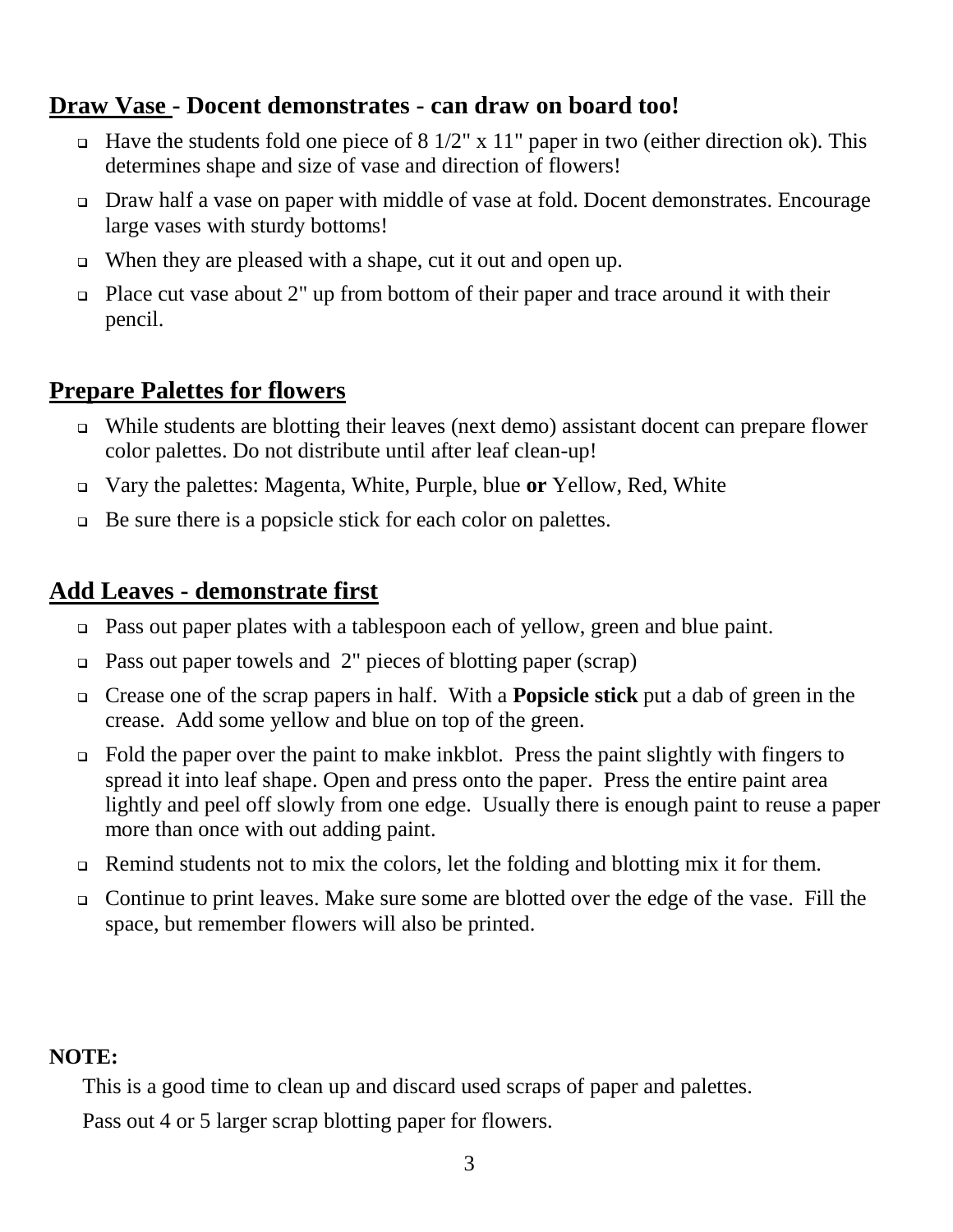## Draw Vase - Docent demonstrates - can draw on board too!

- Have the students fold one piece of 8 1/2" x 11" paper in two (either direction ok). This determines shape and size of vase and direction of flowers!
- Draw half a vase on paper with middle of vase at fold. Docent demonstrates. Encourage large vases with sturdy bottoms!
- When they are pleased with a shape, cut it out and open up.
- Place cut vase about 2" up from bottom of their paper and trace around it with their pencil.

## Prepare Palettes for flowers

- While students are blotting their leaves (next demo) assistant docent can prepare flower color palettes. Do not distribute until after leaf clean-up!
- Vary the palettes: Magenta, White, Purple, blue **or** Yellow, Red, White
- Be sure there is a popsicle stick for each color on palettes.

## Add Leaves - demonstrate first

- Pass out paper plates with a tablespoon each of yellow, green and blue paint.
- Pass out paper towels and 2" pieces of blotting paper (scrap)
- Crease one of the scrap papers in half. With a **Popsicle stick** put a dab of green in the crease. Add some yellow and blue on top of the green.
- Fold the paper over the paint to make inkblot. Press the paint slightly with fingers to spread it into leaf shape. Open and press onto the paper. Press the entire paint area lightly and peel off slowly from one edge. Usually there is enough paint to reuse a paper more than once with out adding paint.
- Remind students not to mix the colors, let the folding and blotting mix it for them.
- Continue to print leaves. Make sure some are blotted over the edge of the vase. Fill the space, but remember flowers will also be printed.

**NOTE:**

This is a good time to clean up and discard used scraps of paper and palettes.

Pass out 4 or 5 larger scrap blotting paper for flowers.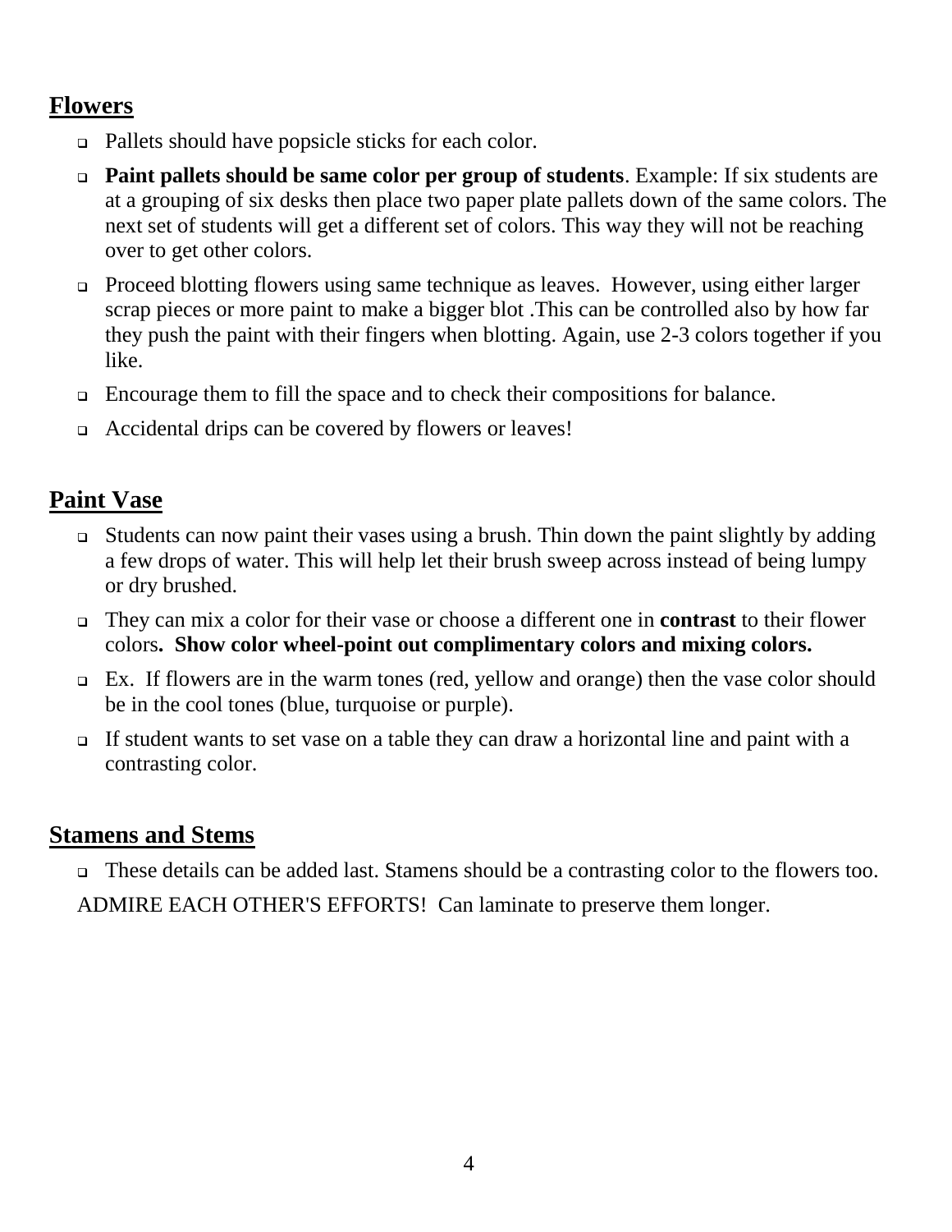## Flowers

- Pallets should have popsicle sticks for each color.
- **Paint pallets should be same color per group of students**. Example: If six students are at a grouping of six desks then place two paper plate pallets down of the same colors. The next set of students will get a different set of colors. This way they will not be reaching over to get other colors.
- Proceed blotting flowers using same technique as leaves. However, using either larger scrap pieces or more paint to make a bigger blot .This can be controlled also by how far they push the paint with their fingers when blotting. Again, use 2-3 colors together if you like.
- Encourage them to fill the space and to check their compositions for balance.
- Accidental drips can be covered by flowers or leaves!

## Paint Vase

- Students can now paint their vases using a brush. Thin down the paint slightly by adding a few drops of water. This will help let their brush sweep across instead of being lumpy or dry brushed.
- They can mix a color for their vase or choose a different one in **contrast** to their flower colors**. Show color wheel-point out complimentary colors and mixing colors.**
- Ex. If flowers are in the warm tones (red, yellow and orange) then the vase color should be in the cool tones (blue, turquoise or purple).
- If student wants to set vase on a table they can draw a horizontal line and paint with a contrasting color.

## Stamens and Stems

- These details can be added last. Stamens should be a contrasting color to the flowers too.

ADMIRE EACH OTHER'S EFFORTS! Can laminate to preserve them longer.